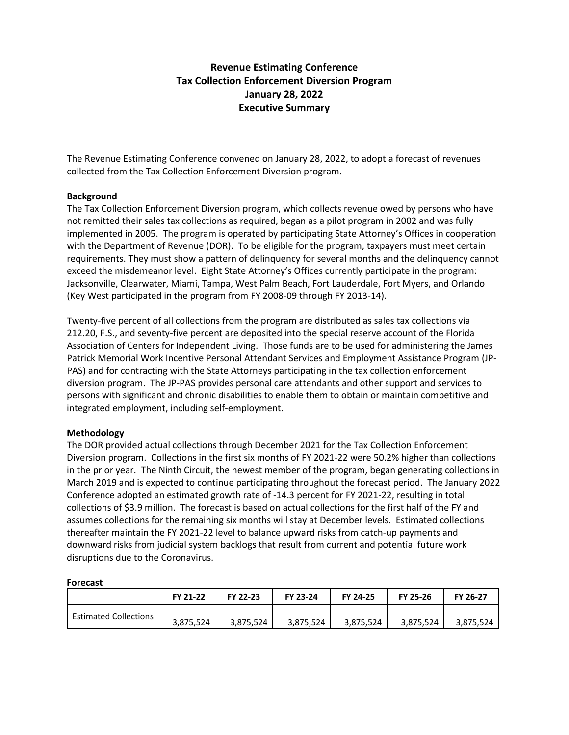# Revenue Estimating Conference
# Tax Collection Enforcement Diversion Program
# January 28, 2022
# Executive Summary

The Revenue Estimating Conference convened on January 28, 2022, to adopt a forecast of revenues collected from the Tax Collection Enforcement Diversion program.

**Background**

The Tax Collection Enforcement Diversion program, which collects revenue owed by persons who have not remitted their sales tax collections as required, began as a pilot program in 2002 and was fully implemented in 2005. The program is operated by participating State Attorney's Offices in cooperation with the Department of Revenue (DOR). To be eligible for the program, taxpayers must meet certain requirements. They must show a pattern of delinquency for several months and the delinquency cannot exceed the misdemeanor level. Eight State Attorney's Offices currently participate in the program: Jacksonville, Clearwater, Miami, Tampa, West Palm Beach, Fort Lauderdale, Fort Myers, and Orlando (Key West participated in the program from FY 2008-09 through FY 2013-14).

Twenty-five percent of all collections from the program are distributed as sales tax collections via 212.20, F.S., and seventy-five percent are deposited into the special reserve account of the Florida Association of Centers for Independent Living. Those funds are to be used for administering the James Patrick Memorial Work Incentive Personal Attendant Services and Employment Assistance Program (JP-PAS) and for contracting with the State Attorneys participating in the tax collection enforcement diversion program. The JP-PAS provides personal care attendants and other support and services to persons with significant and chronic disabilities to enable them to obtain or maintain competitive and integrated employment, including self-employment.

**Methodology**

The DOR provided actual collections through December 2021 for the Tax Collection Enforcement Diversion program. Collections in the first six months of FY 2021-22 were 50.2% higher than collections in the prior year. The Ninth Circuit, the newest member of the program, began generating collections in March 2019 and is expected to continue participating throughout the forecast period. The January 2022 Conference adopted an estimated growth rate of -14.3 percent for FY 2021-22, resulting in total collections of $3.9 million. The forecast is based on actual collections for the first half of the FY and assumes collections for the remaining six months will stay at December levels. Estimated collections thereafter maintain the FY 2021-22 level to balance upward risks from catch-up payments and downward risks from judicial system backlogs that result from current and potential future work disruptions due to the Coronavirus.

**Forecast**

| | FY 21-22 | FY 22-23 | FY 23-24 | FY 24-25 | FY 25-26 | FY 26-27 |
|---|---|---|---|---|---|---|
| Estimated Collections | 3,875,524 | 3,875,524 | 3,875,524 | 3,875,524 | 3,875,524 | 3,875,524 |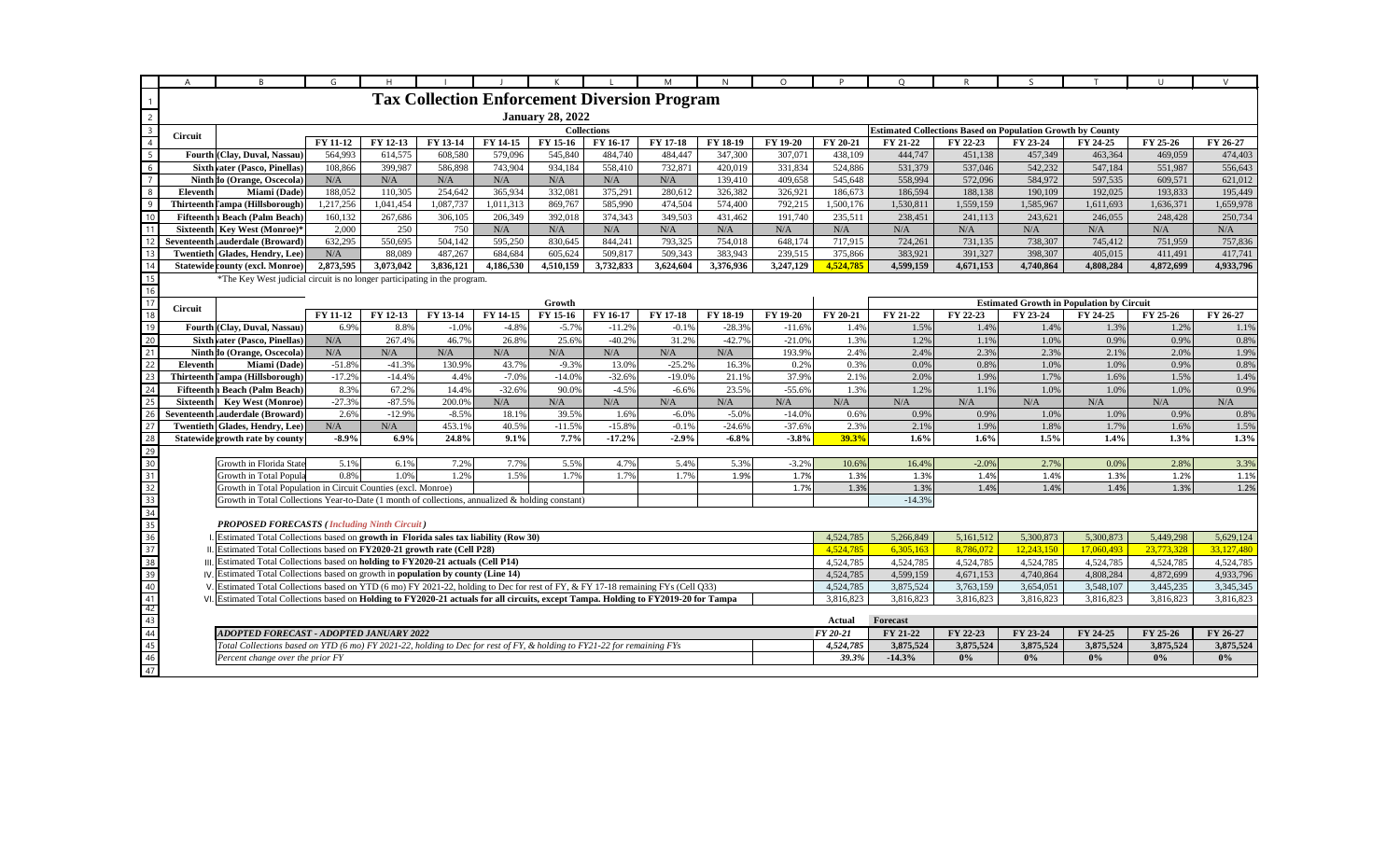# Tax Collection Enforcement Diversion Program

## January 28, 2022

| Circuit | | Collections | | | | | | | | | | Estimated Collections Based on Population Growth by County | | | | | |
|---|---|---|---|---|---|---|---|---|---|---|---|---|---|---|---|---|---|
| | | FY 11-12 | FY 12-13 | FY 13-14 | FY 14-15 | FY 15-16 | FY 16-17 | FY 17-18 | FY 18-19 | FY 19-20 | FY 20-21 | FY 21-22 | FY 22-23 | FY 23-24 | FY 24-25 | FY 25-26 | FY 26-27 |
| Fourth | (Clay, Duval, Nassau) | 564,993 | 614,575 | 608,580 | 579,096 | 545,840 | 484,740 | 484,447 | 347,300 | 307,071 | 438,109 | 444,747 | 451,138 | 457,349 | 463,364 | 469,059 | 474,403 |
| Sixth | vater (Pasco, Pinellas) | 108,866 | 399,987 | 586,898 | 743,904 | 934,184 | 558,410 | 732,871 | 420,019 | 331,834 | 524,886 | 531,379 | 537,046 | 542,232 | 547,184 | 551,987 | 556,643 |
| Ninth | lo (Orange, Osceola) | N/A | N/A | N/A | N/A | N/A | N/A | N/A | 139,410 | 409,658 | 545,648 | 558,994 | 572,096 | 584,972 | 597,535 | 609,571 | 621,012 |
| Eleventh | Miami (Dade) | 188,052 | 110,305 | 254,642 | 365,934 | 332,081 | 375,291 | 280,612 | 326,382 | 326,921 | 186,673 | 186,594 | 188,138 | 190,109 | 192,025 | 193,833 | 195,449 |
| Thirteenth | 'ampa (Hillsborough) | 1,217,256 | 1,041,454 | 1,087,737 | 1,011,313 | 869,767 | 585,990 | 474,504 | 574,400 | 792,215 | 1,500,176 | 1,530,811 | 1,559,159 | 1,585,967 | 1,611,693 | 1,636,371 | 1,659,978 |
| Fifteenth | h Beach (Palm Beach) | 160,132 | 267,686 | 306,105 | 206,349 | 392,018 | 374,343 | 349,503 | 431,462 | 191,740 | 235,511 | 238,451 | 241,113 | 243,621 | 246,055 | 248,428 | 250,734 |
| Sixteenth | Key West (Monroe)* | 2,000 | 250 | 750 | N/A | N/A | N/A | N/A | N/A | N/A | N/A | N/A | N/A | N/A | N/A | N/A | N/A |
| Seventeenth | .auderdale (Broward) | 632,295 | 550,695 | 504,142 | 595,250 | 830,645 | 844,241 | 793,325 | 754,018 | 648,174 | 717,915 | 724,261 | 731,135 | 738,307 | 745,412 | 751,959 | 757,836 |
| Twentieth | Glades, Hendry, Lee) | N/A | 88,089 | 487,267 | 684,684 | 605,624 | 509,817 | 509,343 | 383,943 | 239,515 | 375,866 | 383,921 | 391,327 | 398,307 | 405,015 | 411,491 | 417,741 |
| Statewide | county (excl. Monroe) | 2,873,595 | 3,073,042 | 3,836,121 | 4,186,530 | 4,510,159 | 3,732,833 | 3,624,604 | 3,376,936 | 3,247,129 | 4,524,785 | 4,599,159 | 4,671,153 | 4,740,864 | 4,808,284 | 4,872,699 | 4,933,796 |

*The Key West judicial circuit is no longer participating in the program.

| Circuit | | Growth | | | | | | | | | | Estimated Growth in Population by Circuit | | | | | |
|---|---|---|---|---|---|---|---|---|---|---|---|---|---|---|---|---|---|
| | | FY 11-12 | FY 12-13 | FY 13-14 | FY 14-15 | FY 15-16 | FY 16-17 | FY 17-18 | FY 18-19 | FY 19-20 | FY 20-21 | FY 21-22 | FY 22-23 | FY 23-24 | FY 24-25 | FY 25-26 | FY 26-27 |
| Fourth | (Clay, Duval, Nassau) | 6.9% | 8.8% | -1.0% | -4.8% | -5.7% | -11.2% | -0.1% | -28.3% | -11.6% | 1.4% | 1.5% | 1.4% | 1.4% | 1.3% | 1.2% | 1.1% |
| Sixth | vater (Pasco, Pinellas) | N/A | 267.4% | 46.7% | 26.8% | 25.6% | -40.2% | 31.2% | -42.7% | -21.0% | 1.3% | 1.2% | 1.1% | 1.0% | 0.9% | 0.9% | 0.8% |
| Ninth | lo (Orange, Osceola) | N/A | N/A | N/A | N/A | N/A | N/A | N/A | N/A | 193.9% | 2.4% | 2.4% | 2.3% | 2.3% | 2.1% | 2.0% | 1.9% |
| Eleventh | Miami (Dade) | -51.8% | -41.3% | 130.9% | 43.7% | -9.3% | 13.0% | -25.2% | 16.3% | 0.2% | 0.3% | 0.0% | 0.8% | 1.0% | 1.0% | 0.9% | 0.8% |
| Thirteenth | 'ampa (Hillsborough) | -17.2% | -14.4% | 4.4% | -7.0% | -14.0% | -32.6% | -19.0% | 21.1% | 37.9% | 2.1% | 2.0% | 1.9% | 1.7% | 1.6% | 1.5% | 1.4% |
| Fifteenth | h Beach (Palm Beach) | 8.3% | 67.2% | 14.4% | -32.6% | 90.0% | -4.5% | -6.6% | 23.5% | -55.6% | 1.3% | 1.2% | 1.1% | 1.0% | 1.0% | 1.0% | 0.9% |
| Sixteenth | Key West (Monroe) | -27.3% | -87.5% | 200.0% | N/A | N/A | N/A | N/A | N/A | N/A | N/A | N/A | N/A | N/A | N/A | N/A | N/A |
| Seventeenth | .auderdale (Broward) | 2.6% | -12.9% | -8.5% | 18.1% | 39.5% | 1.6% | -6.0% | -5.0% | -14.0% | 0.6% | 0.9% | 0.9% | 1.0% | 1.0% | 0.9% | 0.8% |
| Twentieth | Glades, Hendry, Lee) | N/A | N/A | 453.1% | 40.5% | -11.5% | -15.8% | -0.1% | -24.6% | -37.6% | 2.3% | 2.1% | 1.9% | 1.8% | 1.7% | 1.6% | 1.5% |
| Statewide | growth rate by county | -8.9% | 6.9% | 24.8% | 9.1% | 7.7% | -17.2% | -2.9% | -6.8% | -3.8% | 39.3% | 1.6% | 1.6% | 1.5% | 1.4% | 1.3% | 1.3% |
| | Growth in Florida State | 5.1% | 6.1% | 7.2% | 7.7% | 5.5% | 4.7% | 5.4% | 5.3% | -3.2% | 10.6% | 16.4% | -2.0% | 2.7% | 0.0% | 2.8% | 3.3% |
| | Growth in Total Popula | 0.8% | 1.0% | 1.2% | 1.5% | 1.7% | 1.7% | 1.7% | 1.9% | 1.7% | 1.3% | 1.3% | 1.4% | 1.4% | 1.3% | 1.2% | 1.1% |
| | Growth in Total Population in Circuit Counties (excl. Monroe) | | | | | | | | | 1.7% | 1.3% | 1.3% | 1.4% | 1.4% | 1.4% | 1.3% | 1.2% |
| | Growth in Total Collections Year-to-Date (1 month of collections, annualized & holding constant) | | | | | | | | | | | -14.3% | | | | | |

***PROPOSED FORECASTS (Including Ninth Circuit)***

| | | FY 20-21 | FY 21-22 | FY 22-23 | FY 23-24 | FY 24-25 | FY 25-26 | FY 26-27 |
|---|---|---|---|---|---|---|---|---|
| I. | Estimated Total Collections based on **growth in Florida sales tax liability (Row 30)** | 4,524,785 | 5,266,849 | 5,161,512 | 5,300,873 | 5,300,873 | 5,449,298 | 5,629,124 |
| II. | Estimated Total Collections based on **FY2020-21 growth rate (Cell P28)** | 4,524,785 | 6,305,163 | 8,786,072 | 12,243,150 | 17,060,493 | 23,773,328 | 33,127,480 |
| III. | Estimated Total Collections based on **holding to FY2020-21 actuals (Cell P14)** | 4,524,785 | 4,524,785 | 4,524,785 | 4,524,785 | 4,524,785 | 4,524,785 | 4,524,785 |
| IV. | Estimated Total Collections based on growth in **population by county (Line 14)** | 4,524,785 | 4,599,159 | 4,671,153 | 4,740,864 | 4,808,284 | 4,872,699 | 4,933,796 |
| V. | Estimated Total Collections based on YTD (6 mo) FY 2021-22, holding to Dec for rest of FY, & FY 17-18 remaining FYs (Cell Q33) | 4,524,785 | 3,875,524 | 3,763,159 | 3,654,051 | 3,548,107 | 3,445,235 | 3,345,345 |
| VI. | Estimated Total Collections based on **Holding to FY2020-21 actuals for all circuits, except Tampa. Holding to FY2019-20 for Tampa** | 3,816,823 | 3,816,823 | 3,816,823 | 3,816,823 | 3,816,823 | 3,816,823 | 3,816,823 |

| | Actual | Forecast | | | | | |
|---|---|---|---|---|---|---|---|
| ***ADOPTED FORECAST - ADOPTED JANUARY 2022*** | ***FY 20-21*** | **FY 21-22** | **FY 22-23** | **FY 23-24** | **FY 24-25** | **FY 25-26** | **FY 26-27** |
| *Total Collections based on YTD (6 mo) FY 2021-22, holding to Dec for rest of FY, & holding to FY21-22 for remaining FYs* | ***4,524,785*** | **3,875,524** | **3,875,524** | **3,875,524** | **3,875,524** | **3,875,524** | **3,875,524** |
| *Percent change over the prior FY* | ***39.3%*** | **-14.3%** | **0%** | **0%** | **0%** | **0%** | **0%** |